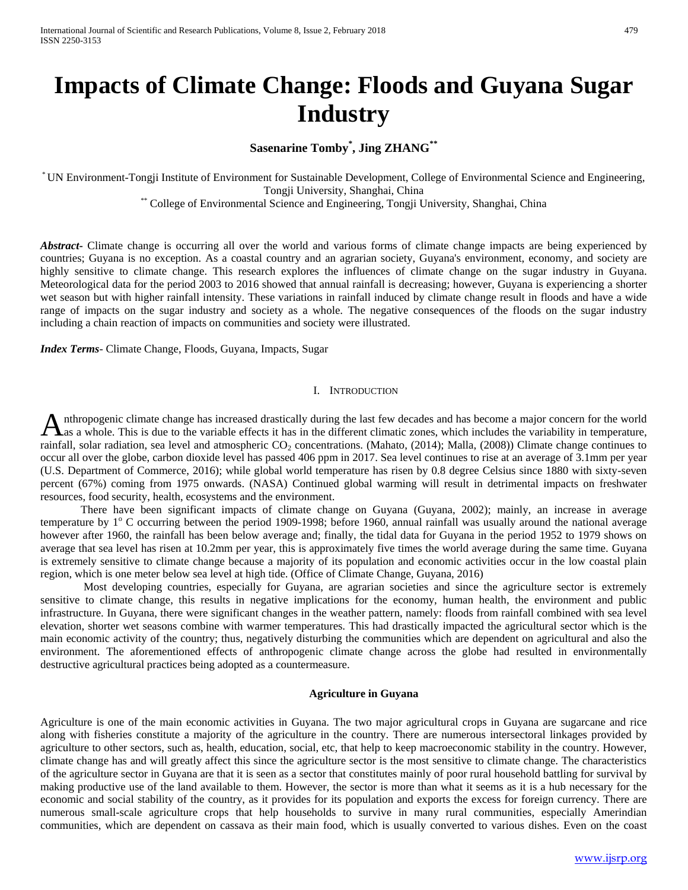# Impacts of Climate Change: Floods and Guyana Sugar Industry

**Sasenarine Tomby[*], Jing ZHANG[**]**

[*] UN Environment-Tongji Institute of Environment for Sustainable Development, College of Environmental Science and Engineering, Tongji University, Shanghai, China

[**] College of Environmental Science and Engineering, Tongji University, Shanghai, China

***Abstract***- Climate change is occurring all over the world and various forms of climate change impacts are being experienced by countries; Guyana is no exception. As a coastal country and an agrarian society, Guyana's environment, economy, and society are highly sensitive to climate change. This research explores the influences of climate change on the sugar industry in Guyana. Meteorological data for the period 2003 to 2016 showed that annual rainfall is decreasing; however, Guyana is experiencing a shorter wet season but with higher rainfall intensity. These variations in rainfall induced by climate change result in floods and have a wide range of impacts on the sugar industry and society as a whole. The negative consequences of the floods on the sugar industry including a chain reaction of impacts on communities and society were illustrated.

***Index Terms***- Climate Change, Floods, Guyana, Impacts, Sugar

## I. Introduction

Anthropogenic climate change has increased drastically during the last few decades and has become a major concern for the world as a whole. This is due to the variable effects it has in the different climatic zones, which includes the variability in temperature, rainfall, solar radiation, sea level and atmospheric $CO_2$ concentrations. (Mahato, (2014); Malla, (2008)) Climate change continues to occur all over the globe, carbon dioxide level has passed 406 ppm in 2017. Sea level continues to rise at an average of 3.1mm per year (U.S. Department of Commerce, 2016); while global world temperature has risen by 0.8 degree Celsius since 1880 with sixty-seven percent (67%) coming from 1975 onwards. (NASA) Continued global warming will result in detrimental impacts on freshwater resources, food security, health, ecosystems and the environment.

There have been significant impacts of climate change on Guyana (Guyana, 2002); mainly, an increase in average temperature by $1^{o}$ C occurring between the period 1909-1998; before 1960, annual rainfall was usually around the national average however after 1960, the rainfall has been below average and; finally, the tidal data for Guyana in the period 1952 to 1979 shows on average that sea level has risen at 10.2mm per year, this is approximately five times the world average during the same time. Guyana is extremely sensitive to climate change because a majority of its population and economic activities occur in the low coastal plain region, which is one meter below sea level at high tide. (Office of Climate Change, Guyana, 2016)

Most developing countries, especially for Guyana, are agrarian societies and since the agriculture sector is extremely sensitive to climate change, this results in negative implications for the economy, human health, the environment and public infrastructure. In Guyana, there were significant changes in the weather pattern, namely: floods from rainfall combined with sea level elevation, shorter wet seasons combine with warmer temperatures. This had drastically impacted the agricultural sector which is the main economic activity of the country; thus, negatively disturbing the communities which are dependent on agricultural and also the environment. The aforementioned effects of anthropogenic climate change across the globe had resulted in environmentally destructive agricultural practices being adopted as a countermeasure.

### Agriculture in Guyana

Agriculture is one of the main economic activities in Guyana. The two major agricultural crops in Guyana are sugarcane and rice along with fisheries constitute a majority of the agriculture in the country. There are numerous intersectoral linkages provided by agriculture to other sectors, such as, health, education, social, etc, that help to keep macroeconomic stability in the country. However, climate change has and will greatly affect this since the agriculture sector is the most sensitive to climate change. The characteristics of the agriculture sector in Guyana are that it is seen as a sector that constitutes mainly of poor rural household battling for survival by making productive use of the land available to them. However, the sector is more than what it seems as it is a hub necessary for the economic and social stability of the country, as it provides for its population and exports the excess for foreign currency. There are numerous small-scale agriculture crops that help households to survive in many rural communities, especially Amerindian communities, which are dependent on cassava as their main food, which is usually converted to various dishes. Even on the coast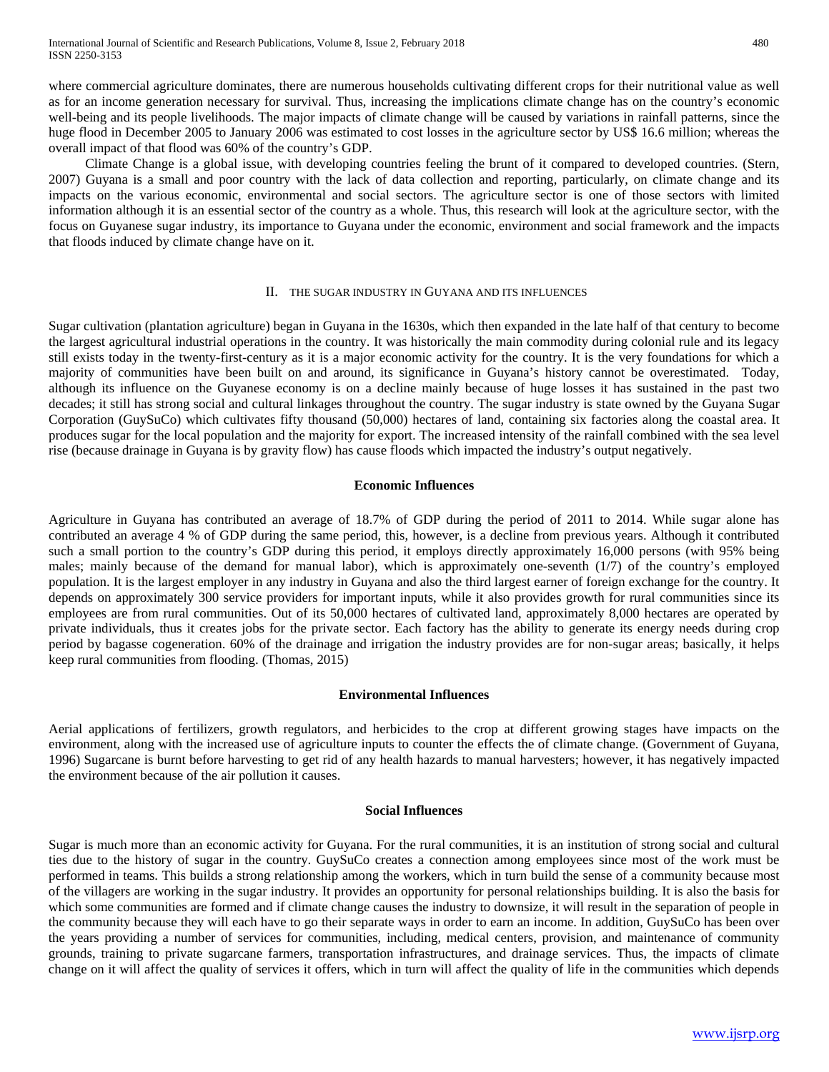where commercial agriculture dominates, there are numerous households cultivating different crops for their nutritional value as well as for an income generation necessary for survival. Thus, increasing the implications climate change has on the country's economic well-being and its people livelihoods. The major impacts of climate change will be caused by variations in rainfall patterns, since the huge flood in December 2005 to January 2006 was estimated to cost losses in the agriculture sector by US$ 16.6 million; whereas the overall impact of that flood was 60% of the country's GDP.

Climate Change is a global issue, with developing countries feeling the brunt of it compared to developed countries. (Stern, 2007) Guyana is a small and poor country with the lack of data collection and reporting, particularly, on climate change and its impacts on the various economic, environmental and social sectors. The agriculture sector is one of those sectors with limited information although it is an essential sector of the country as a whole. Thus, this research will look at the agriculture sector, with the focus on Guyanese sugar industry, its importance to Guyana under the economic, environment and social framework and the impacts that floods induced by climate change have on it.

## II. The Sugar Industry in Guyana and its Influences

Sugar cultivation (plantation agriculture) began in Guyana in the 1630s, which then expanded in the late half of that century to become the largest agricultural industrial operations in the country. It was historically the main commodity during colonial rule and its legacy still exists today in the twenty-first-century as it is a major economic activity for the country. It is the very foundations for which a majority of communities have been built on and around, its significance in Guyana's history cannot be overestimated. Today, although its influence on the Guyanese economy is on a decline mainly because of huge losses it has sustained in the past two decades; it still has strong social and cultural linkages throughout the country. The sugar industry is state owned by the Guyana Sugar Corporation (GuySuCo) which cultivates fifty thousand (50,000) hectares of land, containing six factories along the coastal area. It produces sugar for the local population and the majority for export. The increased intensity of the rainfall combined with the sea level rise (because drainage in Guyana is by gravity flow) has cause floods which impacted the industry's output negatively.

### Economic Influences

Agriculture in Guyana has contributed an average of 18.7% of GDP during the period of 2011 to 2014. While sugar alone has contributed an average 4 % of GDP during the same period, this, however, is a decline from previous years. Although it contributed such a small portion to the country's GDP during this period, it employs directly approximately 16,000 persons (with 95% being males; mainly because of the demand for manual labor), which is approximately one-seventh (1/7) of the country's employed population. It is the largest employer in any industry in Guyana and also the third largest earner of foreign exchange for the country. It depends on approximately 300 service providers for important inputs, while it also provides growth for rural communities since its employees are from rural communities. Out of its 50,000 hectares of cultivated land, approximately 8,000 hectares are operated by private individuals, thus it creates jobs for the private sector. Each factory has the ability to generate its energy needs during crop period by bagasse cogeneration. 60% of the drainage and irrigation the industry provides are for non-sugar areas; basically, it helps keep rural communities from flooding. (Thomas, 2015)

### Environmental Influences

Aerial applications of fertilizers, growth regulators, and herbicides to the crop at different growing stages have impacts on the environment, along with the increased use of agriculture inputs to counter the effects the of climate change. (Government of Guyana, 1996) Sugarcane is burnt before harvesting to get rid of any health hazards to manual harvesters; however, it has negatively impacted the environment because of the air pollution it causes.

### Social Influences

Sugar is much more than an economic activity for Guyana. For the rural communities, it is an institution of strong social and cultural ties due to the history of sugar in the country. GuySuCo creates a connection among employees since most of the work must be performed in teams. This builds a strong relationship among the workers, which in turn build the sense of a community because most of the villagers are working in the sugar industry. It provides an opportunity for personal relationships building. It is also the basis for which some communities are formed and if climate change causes the industry to downsize, it will result in the separation of people in the community because they will each have to go their separate ways in order to earn an income. In addition, GuySuCo has been over the years providing a number of services for communities, including, medical centers, provision, and maintenance of community grounds, training to private sugarcane farmers, transportation infrastructures, and drainage services. Thus, the impacts of climate change on it will affect the quality of services it offers, which in turn will affect the quality of life in the communities which depends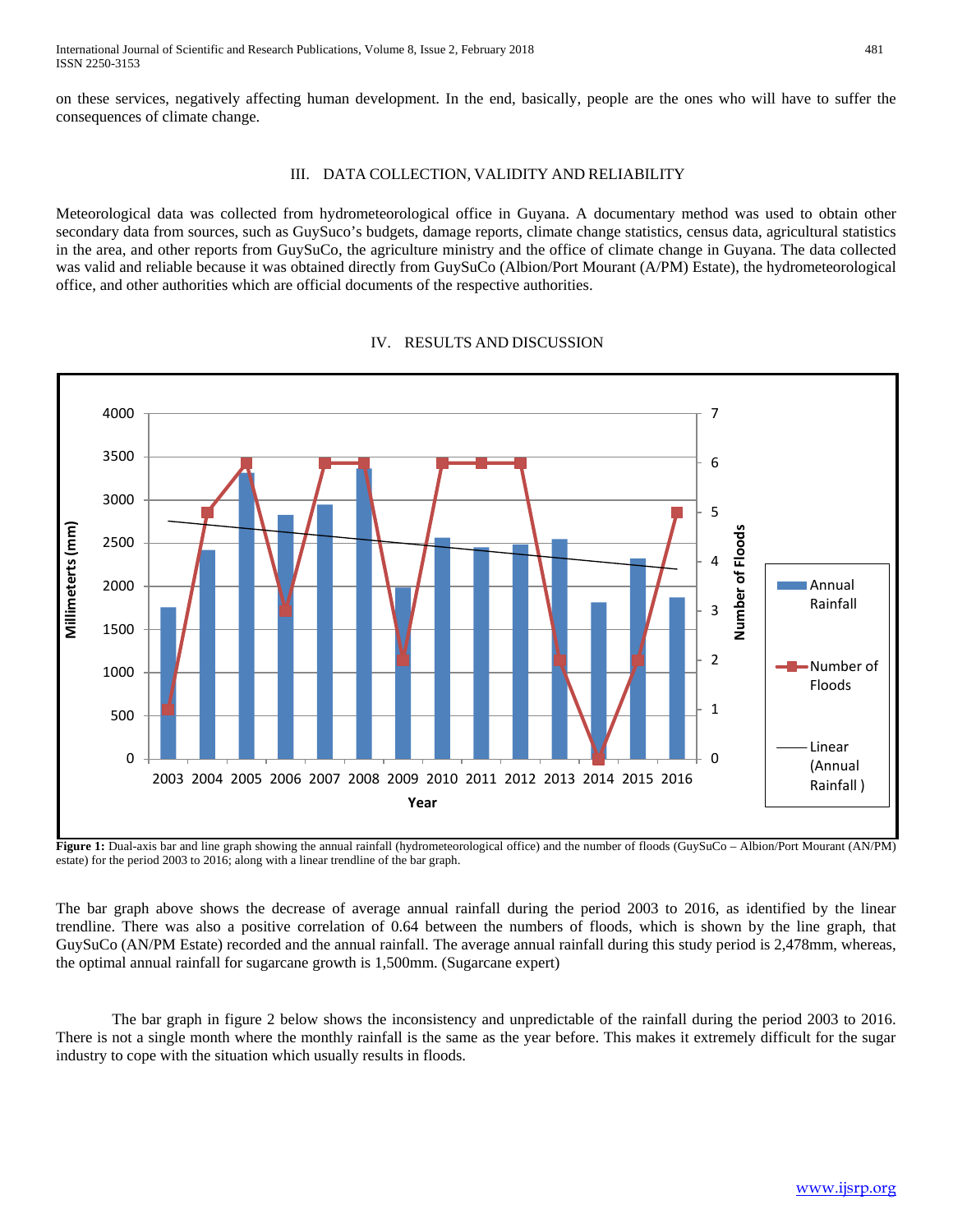on these services, negatively affecting human development. In the end, basically, people are the ones who will have to suffer the consequences of climate change.

## III. DATA COLLECTION, VALIDITY AND RELIABILITY

Meteorological data was collected from hydrometeorological office in Guyana. A documentary method was used to obtain other secondary data from sources, such as GuySuco's budgets, damage reports, climate change statistics, census data, agricultural statistics in the area, and other reports from GuySuCo, the agriculture ministry and the office of climate change in Guyana. The data collected was valid and reliable because it was obtained directly from GuySuCo (Albion/Port Mourant (A/PM) Estate), the hydrometeorological office, and other authorities which are official documents of the respective authorities.

## IV. RESULTS AND DISCUSSION

**Figure 1:** Dual-axis bar and line graph showing the annual rainfall (hydrometeorological office) and the number of floods (GuySuCo – Albion/Port Mourant (AN/PM) estate) for the period 2003 to 2016; along with a linear trendline of the bar graph.

The bar graph above shows the decrease of average annual rainfall during the period 2003 to 2016, as identified by the linear trendline. There was also a positive correlation of 0.64 between the numbers of floods, which is shown by the line graph, that GuySuCo (AN/PM Estate) recorded and the annual rainfall. The average annual rainfall during this study period is 2,478mm, whereas, the optimal annual rainfall for sugarcane growth is 1,500mm. (Sugarcane expert)

The bar graph in figure 2 below shows the inconsistency and unpredictable of the rainfall during the period 2003 to 2016. There is not a single month where the monthly rainfall is the same as the year before. This makes it extremely difficult for the sugar industry to cope with the situation which usually results in floods.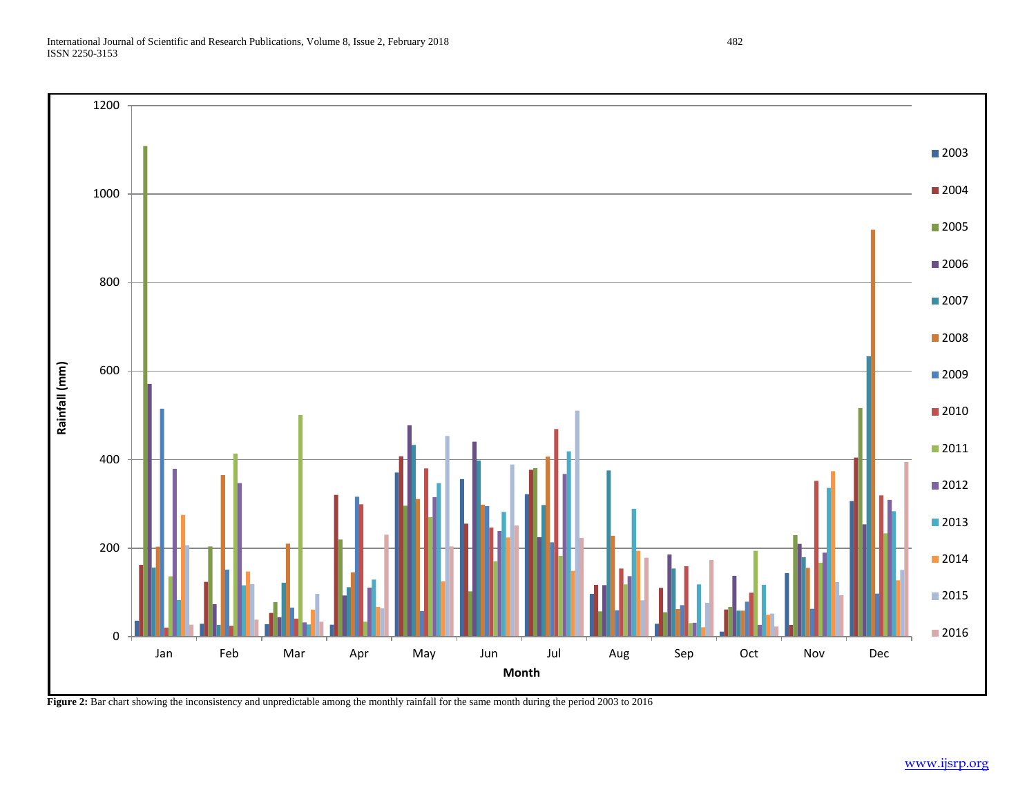**Figure 2:** Bar chart showing the inconsistency and unpredictable among the monthly rainfall for the same month during the period 2003 to 2016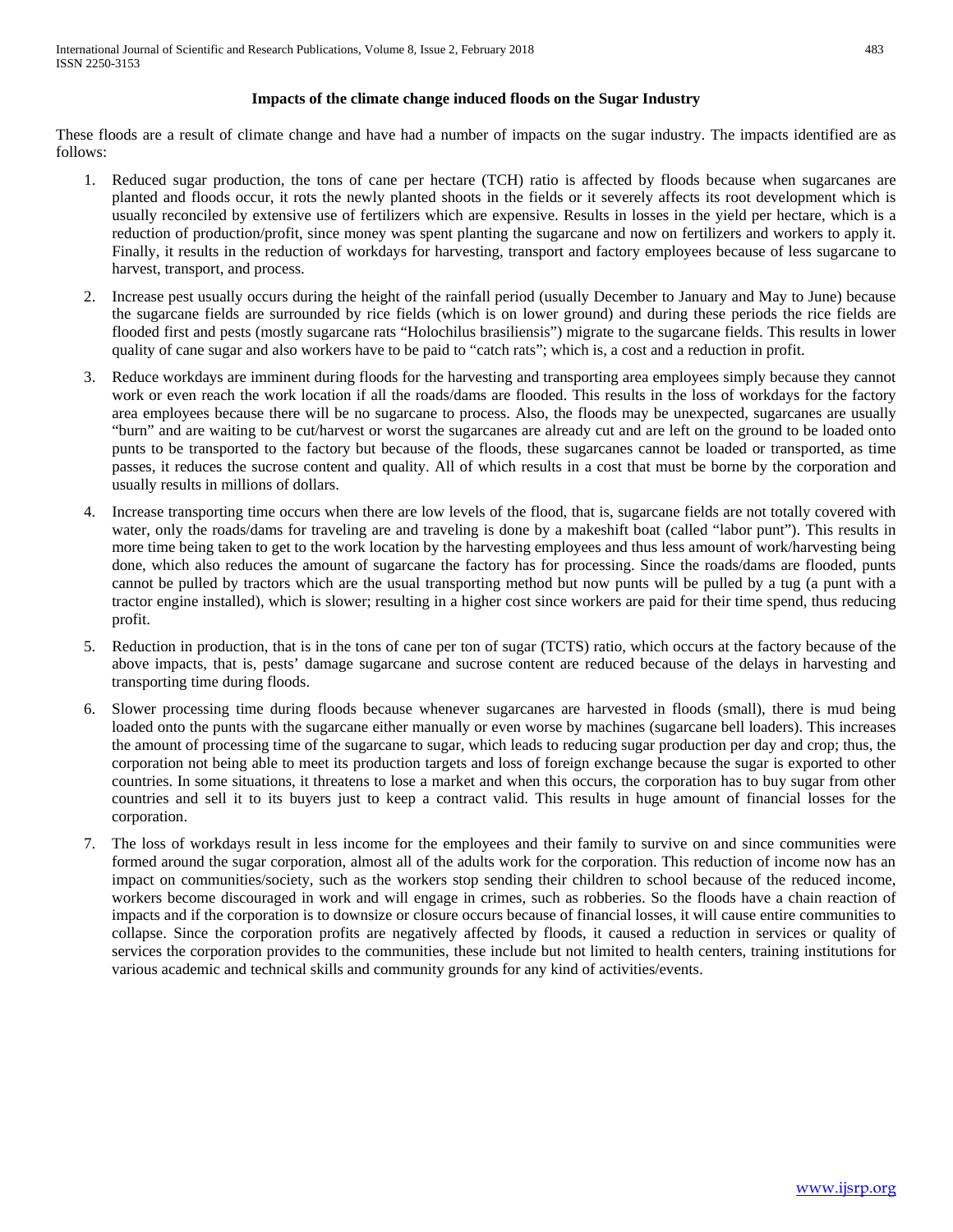### Impacts of the climate change induced floods on the Sugar Industry

These floods are a result of climate change and have had a number of impacts on the sugar industry. The impacts identified are as follows:

1. Reduced sugar production, the tons of cane per hectare (TCH) ratio is affected by floods because when sugarcanes are planted and floods occur, it rots the newly planted shoots in the fields or it severely affects its root development which is usually reconciled by extensive use of fertilizers which are expensive. Results in losses in the yield per hectare, which is a reduction of production/profit, since money was spent planting the sugarcane and now on fertilizers and workers to apply it. Finally, it results in the reduction of workdays for harvesting, transport and factory employees because of less sugarcane to harvest, transport, and process.
2. Increase pest usually occurs during the height of the rainfall period (usually December to January and May to June) because the sugarcane fields are surrounded by rice fields (which is on lower ground) and during these periods the rice fields are flooded first and pests (mostly sugarcane rats "Holochilus brasiliensis") migrate to the sugarcane fields. This results in lower quality of cane sugar and also workers have to be paid to "catch rats"; which is, a cost and a reduction in profit.
3. Reduce workdays are imminent during floods for the harvesting and transporting area employees simply because they cannot work or even reach the work location if all the roads/dams are flooded. This results in the loss of workdays for the factory area employees because there will be no sugarcane to process. Also, the floods may be unexpected, sugarcanes are usually "burn" and are waiting to be cut/harvest or worst the sugarcanes are already cut and are left on the ground to be loaded onto punts to be transported to the factory but because of the floods, these sugarcanes cannot be loaded or transported, as time passes, it reduces the sucrose content and quality. All of which results in a cost that must be borne by the corporation and usually results in millions of dollars.
4. Increase transporting time occurs when there are low levels of the flood, that is, sugarcane fields are not totally covered with water, only the roads/dams for traveling are and traveling is done by a makeshift boat (called "labor punt"). This results in more time being taken to get to the work location by the harvesting employees and thus less amount of work/harvesting being done, which also reduces the amount of sugarcane the factory has for processing. Since the roads/dams are flooded, punts cannot be pulled by tractors which are the usual transporting method but now punts will be pulled by a tug (a punt with a tractor engine installed), which is slower; resulting in a higher cost since workers are paid for their time spend, thus reducing profit.
5. Reduction in production, that is in the tons of cane per ton of sugar (TCTS) ratio, which occurs at the factory because of the above impacts, that is, pests' damage sugarcane and sucrose content are reduced because of the delays in harvesting and transporting time during floods.
6. Slower processing time during floods because whenever sugarcanes are harvested in floods (small), there is mud being loaded onto the punts with the sugarcane either manually or even worse by machines (sugarcane bell loaders). This increases the amount of processing time of the sugarcane to sugar, which leads to reducing sugar production per day and crop; thus, the corporation not being able to meet its production targets and loss of foreign exchange because the sugar is exported to other countries. In some situations, it threatens to lose a market and when this occurs, the corporation has to buy sugar from other countries and sell it to its buyers just to keep a contract valid. This results in huge amount of financial losses for the corporation.
7. The loss of workdays result in less income for the employees and their family to survive on and since communities were formed around the sugar corporation, almost all of the adults work for the corporation. This reduction of income now has an impact on communities/society, such as the workers stop sending their children to school because of the reduced income, workers become discouraged in work and will engage in crimes, such as robberies. So the floods have a chain reaction of impacts and if the corporation is to downsize or closure occurs because of financial losses, it will cause entire communities to collapse. Since the corporation profits are negatively affected by floods, it caused a reduction in services or quality of services the corporation provides to the communities, these include but not limited to health centers, training institutions for various academic and technical skills and community grounds for any kind of activities/events.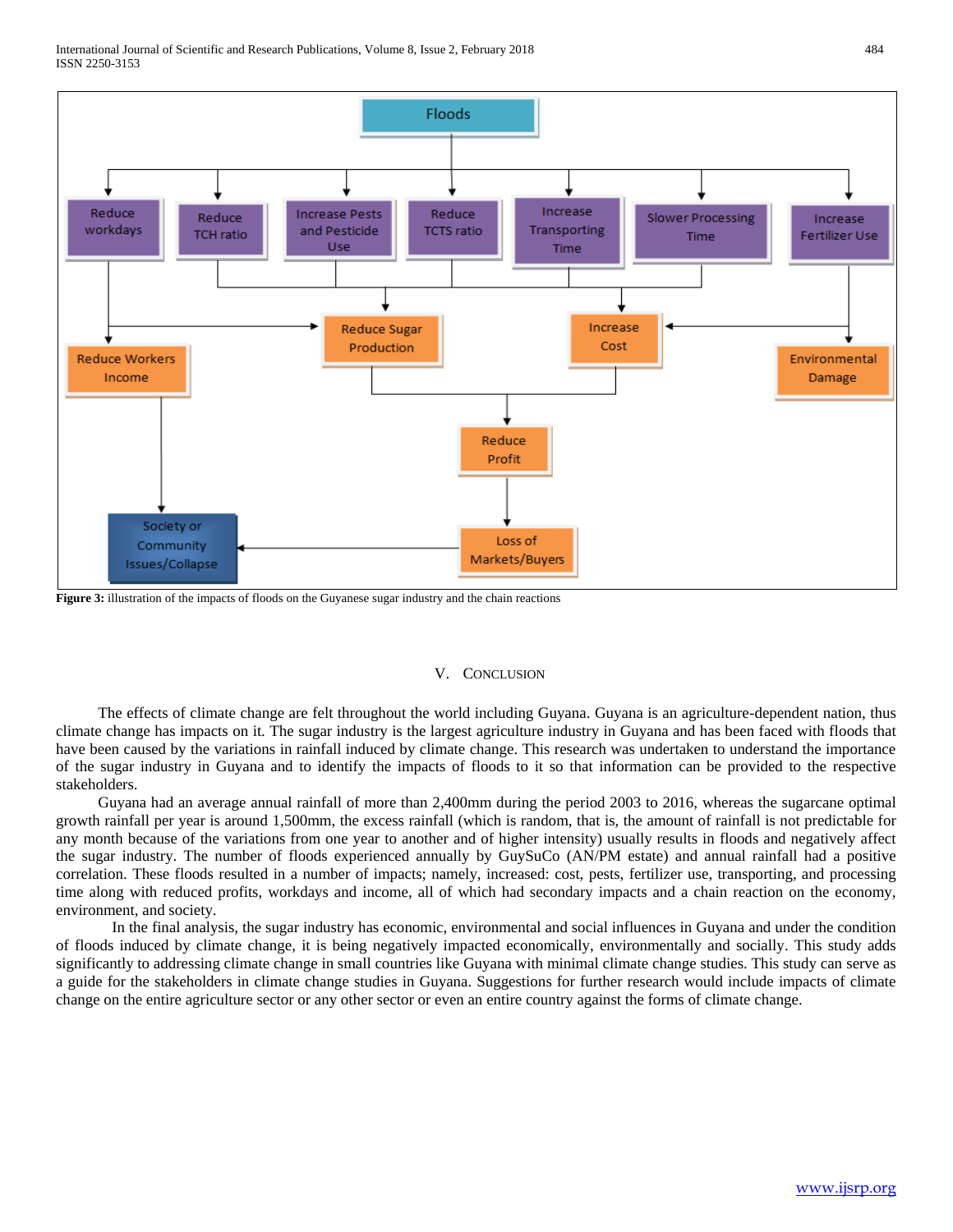Floods

Reduce workdays | Reduce TCH ratio | Increase Pests and Pesticide Use | Reduce TCTS ratio | Increase Transporting Time | Slower Processing Time | Increase Fertilizer Use

Reduce Workers Income | Reduce Sugar Production | Increase Cost | Environmental Damage

Reduce Profit

Society or Community Issues/Collapse | Loss of Markets/Buyers

**Figure 3:** illustration of the impacts of floods on the Guyanese sugar industry and the chain reactions

## V. Conclusion

The effects of climate change are felt throughout the world including Guyana. Guyana is an agriculture-dependent nation, thus climate change has impacts on it. The sugar industry is the largest agriculture industry in Guyana and has been faced with floods that have been caused by the variations in rainfall induced by climate change. This research was undertaken to understand the importance of the sugar industry in Guyana and to identify the impacts of floods to it so that information can be provided to the respective stakeholders.

Guyana had an average annual rainfall of more than 2,400mm during the period 2003 to 2016, whereas the sugarcane optimal growth rainfall per year is around 1,500mm, the excess rainfall (which is random, that is, the amount of rainfall is not predictable for any month because of the variations from one year to another and of higher intensity) usually results in floods and negatively affect the sugar industry. The number of floods experienced annually by GuySuCo (AN/PM estate) and annual rainfall had a positive correlation. These floods resulted in a number of impacts; namely, increased: cost, pests, fertilizer use, transporting, and processing time along with reduced profits, workdays and income, all of which had secondary impacts and a chain reaction on the economy, environment, and society.

In the final analysis, the sugar industry has economic, environmental and social influences in Guyana and under the condition of floods induced by climate change, it is being negatively impacted economically, environmentally and socially. This study adds significantly to addressing climate change in small countries like Guyana with minimal climate change studies. This study can serve as a guide for the stakeholders in climate change studies in Guyana. Suggestions for further research would include impacts of climate change on the entire agriculture sector or any other sector or even an entire country against the forms of climate change.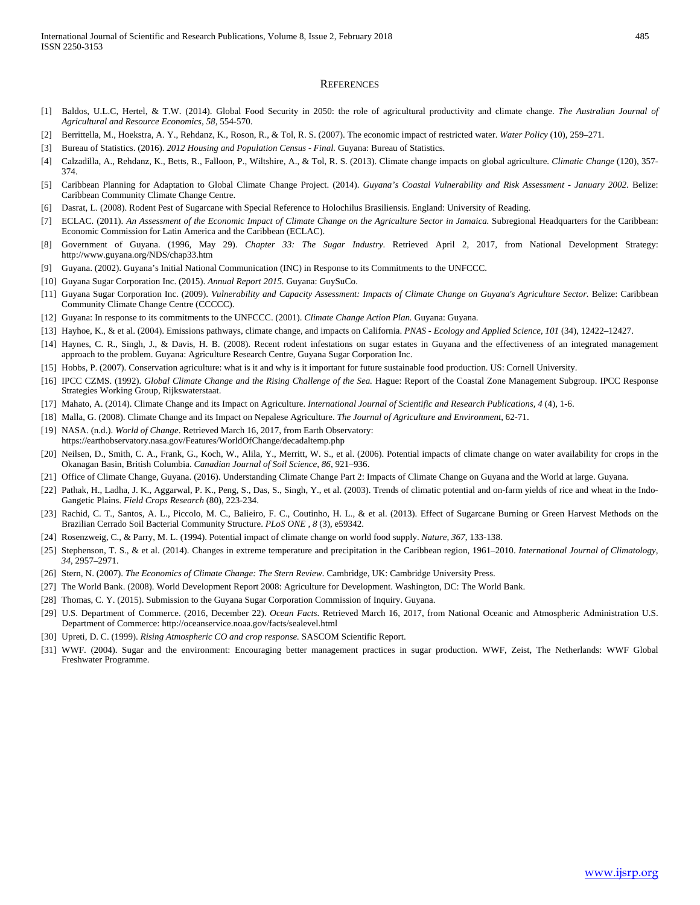## REFERENCES

[1] Baldos, U.L.C, Hertel, & T.W. (2014). Global Food Security in 2050: the role of agricultural productivity and climate change. *The Australian Journal of Agricultural and Resource Economics, 58*, 554-570.

[2] Berrittella, M., Hoekstra, A. Y., Rehdanz, K., Roson, R., & Tol, R. S. (2007). The economic impact of restricted water. *Water Policy* (10), 259–271.

[3] Bureau of Statistics. (2016). *2012 Housing and Population Census - Final.* Guyana: Bureau of Statistics.

[4] Calzadilla, A., Rehdanz, K., Betts, R., Falloon, P., Wiltshire, A., & Tol, R. S. (2013). Climate change impacts on global agriculture. *Climatic Change* (120), 357-374.

[5] Caribbean Planning for Adaptation to Global Climate Change Project. (2014). *Guyana's Coastal Vulnerability and Risk Assessment - January 2002.* Belize: Caribbean Community Climate Change Centre.

[6] Dasrat, L. (2008). Rodent Pest of Sugarcane with Special Reference to Holochilus Brasiliensis. England: University of Reading.

[7] ECLAC. (2011). *An Assessment of the Economic Impact of Climate Change on the Agriculture Sector in Jamaica.* Subregional Headquarters for the Caribbean: Economic Commission for Latin America and the Caribbean (ECLAC).

[8] Government of Guyana. (1996, May 29). *Chapter 33: The Sugar Industry*. Retrieved April 2, 2017, from National Development Strategy: http://www.guyana.org/NDS/chap33.htm

[9] Guyana. (2002). Guyana's Initial National Communication (INC) in Response to its Commitments to the UNFCCC.

[10] Guyana Sugar Corporation Inc. (2015). *Annual Report 2015.* Guyana: GuySuCo.

[11] Guyana Sugar Corporation Inc. (2009). *Vulnerability and Capacity Assessment: Impacts of Climate Change on Guyana's Agriculture Sector.* Belize: Caribbean Community Climate Change Centre (CCCCC).

[12] Guyana: In response to its commitments to the UNFCCC. (2001). *Climate Change Action Plan.* Guyana: Guyana.

[13] Hayhoe, K., & et al. (2004). Emissions pathways, climate change, and impacts on California. *PNAS - Ecology and Applied Science, 101* (34), 12422–12427.

[14] Haynes, C. R., Singh, J., & Davis, H. B. (2008). Recent rodent infestations on sugar estates in Guyana and the effectiveness of an integrated management approach to the problem. Guyana: Agriculture Research Centre, Guyana Sugar Corporation Inc.

[15] Hobbs, P. (2007). Conservation agriculture: what is it and why is it important for future sustainable food production. US: Cornell University.

[16] IPCC CZMS. (1992). *Global Climate Change and the Rising Challenge of the Sea.* Hague: Report of the Coastal Zone Management Subgroup. IPCC Response Strategies Working Group, Rijkswaterstaat.

[17] Mahato, A. (2014). Climate Change and its Impact on Agriculture. *International Journal of Scientific and Research Publications, 4* (4), 1-6.

[18] Malla, G. (2008). Climate Change and its Impact on Nepalese Agriculture. *The Journal of Agriculture and Environment*, 62-71.

[19] NASA. (n.d.). *World of Change*. Retrieved March 16, 2017, from Earth Observatory: https://earthobservatory.nasa.gov/Features/WorldOfChange/decadaltemp.php

[20] Neilsen, D., Smith, C. A., Frank, G., Koch, W., Alila, Y., Merritt, W. S., et al. (2006). Potential impacts of climate change on water availability for crops in the Okanagan Basin, British Columbia. *Canadian Journal of Soil Science, 86*, 921–936.

[21] Office of Climate Change, Guyana. (2016). Understanding Climate Change Part 2: Impacts of Climate Change on Guyana and the World at large. Guyana.

[22] Pathak, H., Ladha, J. K., Aggarwal, P. K., Peng, S., Das, S., Singh, Y., et al. (2003). Trends of climatic potential and on-farm yields of rice and wheat in the Indo-Gangetic Plains. *Field Crops Research* (80), 223-234.

[23] Rachid, C. T., Santos, A. L., Piccolo, M. C., Balieiro, F. C., Coutinho, H. L., & et al. (2013). Effect of Sugarcane Burning or Green Harvest Methods on the Brazilian Cerrado Soil Bacterial Community Structure. *PLoS ONE , 8* (3), e59342.

[24] Rosenzweig, C., & Parry, M. L. (1994). Potential impact of climate change on world food supply. *Nature, 367*, 133-138.

[25] Stephenson, T. S., & et al. (2014). Changes in extreme temperature and precipitation in the Caribbean region, 1961–2010. *International Journal of Climatology, 34*, 2957–2971.

[26] Stern, N. (2007). *The Economics of Climate Change: The Stern Review.* Cambridge, UK: Cambridge University Press.

[27] The World Bank. (2008). World Development Report 2008: Agriculture for Development. Washington, DC: The World Bank.

[28] Thomas, C. Y. (2015). Submission to the Guyana Sugar Corporation Commission of Inquiry. Guyana.

[29] U.S. Department of Commerce. (2016, December 22). *Ocean Facts*. Retrieved March 16, 2017, from National Oceanic and Atmospheric Administration U.S. Department of Commerce: http://oceanservice.noaa.gov/facts/sealevel.html

[30] Upreti, D. C. (1999). *Rising Atmospheric CO and crop response.* SASCOM Scientific Report.

[31] WWF. (2004). Sugar and the environment: Encouraging better management practices in sugar production. WWF, Zeist, The Netherlands: WWF Global Freshwater Programme.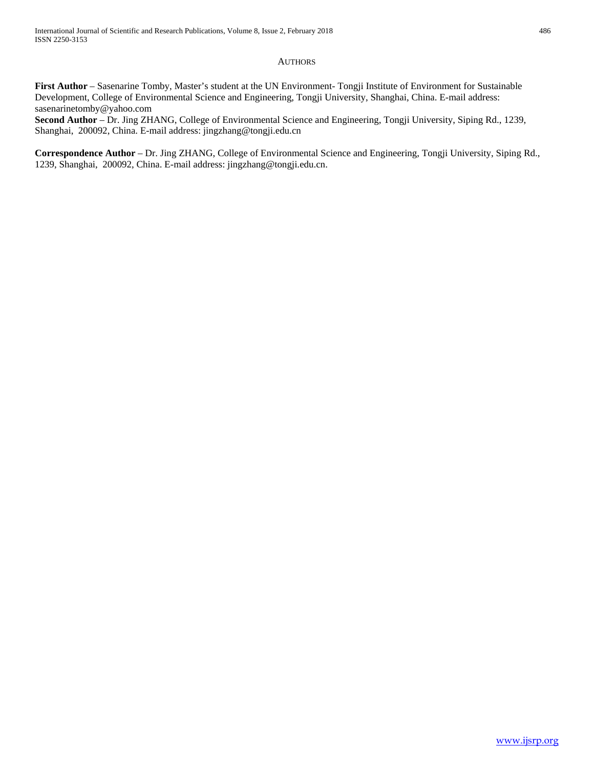## Authors

**First Author** – Sasenarine Tomby, Master's student at the UN Environment- Tongji Institute of Environment for Sustainable Development, College of Environmental Science and Engineering, Tongji University, Shanghai, China. E-mail address: sasenarinetomby@yahoo.com

**Second Author** – Dr. Jing ZHANG, College of Environmental Science and Engineering, Tongji University, Siping Rd., 1239, Shanghai, 200092, China. E-mail address: jingzhang@tongji.edu.cn

**Correspondence Author** – Dr. Jing ZHANG, College of Environmental Science and Engineering, Tongji University, Siping Rd., 1239, Shanghai, 200092, China. E-mail address: jingzhang@tongji.edu.cn.